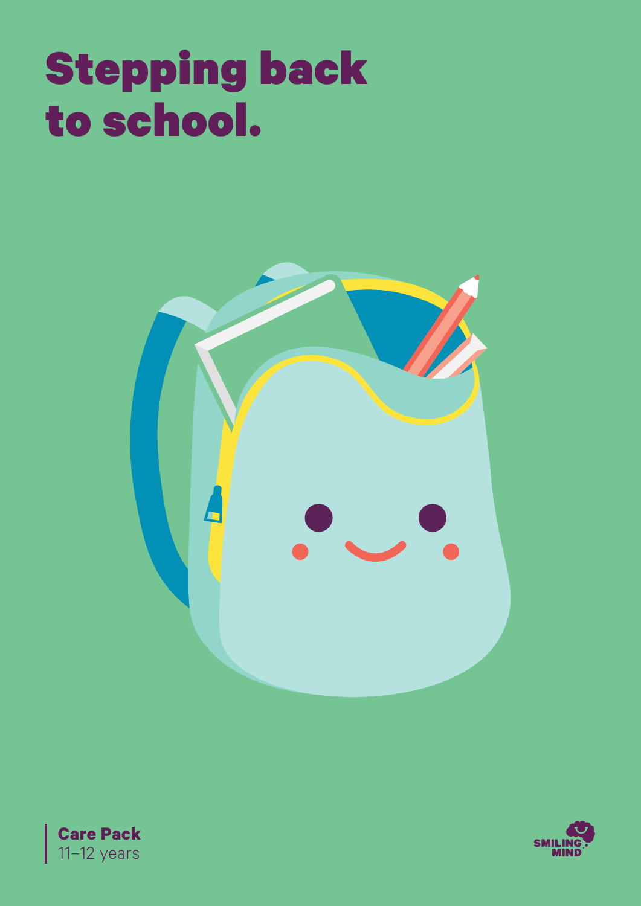# Stepping back to school.

**Care Pack**
11–12 years

SMILING MIND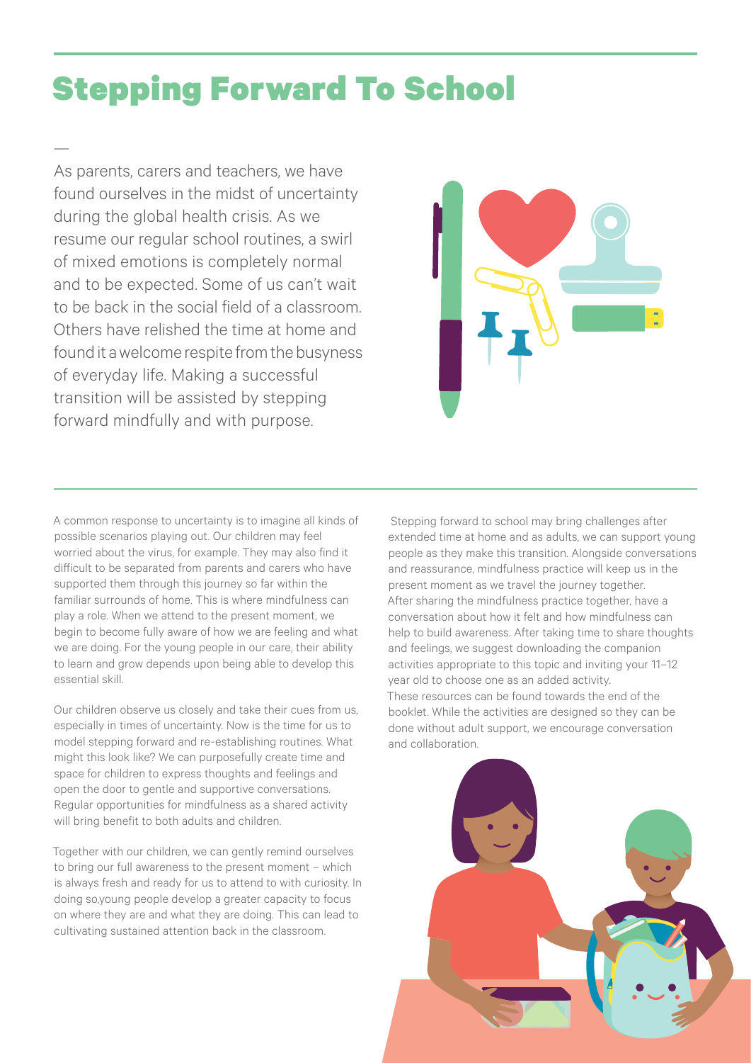# Stepping Forward To School

—

As parents, carers and teachers, we have found ourselves in the midst of uncertainty during the global health crisis. As we resume our regular school routines, a swirl of mixed emotions is completely normal and to be expected. Some of us can't wait to be back in the social field of a classroom. Others have relished the time at home and found it a welcome respite from the busyness of everyday life. Making a successful transition will be assisted by stepping forward mindfully and with purpose.

A common response to uncertainty is to imagine all kinds of possible scenarios playing out. Our children may feel worried about the virus, for example. They may also find it difficult to be separated from parents and carers who have supported them through this journey so far within the familiar surrounds of home. This is where mindfulness can play a role. When we attend to the present moment, we begin to become fully aware of how we are feeling and what we are doing. For the young people in our care, their ability to learn and grow depends upon being able to develop this essential skill.

Our children observe us closely and take their cues from us, especially in times of uncertainty. Now is the time for us to model stepping forward and re-establishing routines. What might this look like? We can purposefully create time and space for children to express thoughts and feelings and open the door to gentle and supportive conversations. Regular opportunities for mindfulness as a shared activity will bring benefit to both adults and children.

Together with our children, we can gently remind ourselves to bring our full awareness to the present moment – which is always fresh and ready for us to attend to with curiosity. In doing so,young people develop a greater capacity to focus on where they are and what they are doing. This can lead to cultivating sustained attention back in the classroom.

Stepping forward to school may bring challenges after extended time at home and as adults, we can support young people as they make this transition. Alongside conversations and reassurance, mindfulness practice will keep us in the present moment as we travel the journey together. After sharing the mindfulness practice together, have a conversation about how it felt and how mindfulness can help to build awareness. After taking time to share thoughts and feelings, we suggest downloading the companion activities appropriate to this topic and inviting your 11–12 year old to choose one as an added activity. These resources can be found towards the end of the booklet. While the activities are designed so they can be done without adult support, we encourage conversation and collaboration.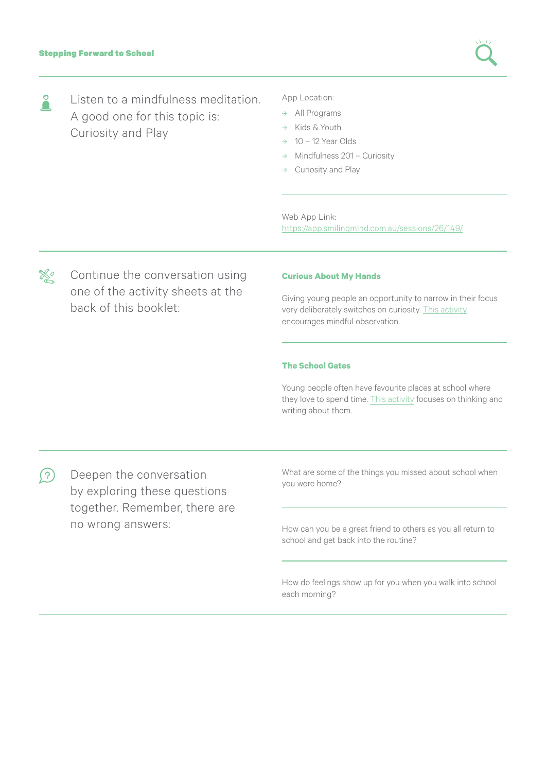Listen to a mindfulness meditation. A good one for this topic is: Curiosity and Play

App Location:

- → All Programs
- → Kids & Youth
- → 10 – 12 Year Olds
- → Mindfulness 201 – Curiosity
- → Curiosity and Play

Web App Link:
https://app.smilingmind.com.au/sessions/26/149/

---

Continue the conversation using one of the activity sheets at the back of this booklet:

**Curious About My Hands**

Giving young people an opportunity to narrow in their focus very deliberately switches on curiosity. This activity encourages mindful observation.

**The School Gates**

Young people often have favourite places at school where they love to spend time. This activity focuses on thinking and writing about them.

---

Deepen the conversation by exploring these questions together. Remember, there are no wrong answers:

What are some of the things you missed about school when you were home?

How can you be a great friend to others as you all return to school and get back into the routine?

How do feelings show up for you when you walk into school each morning?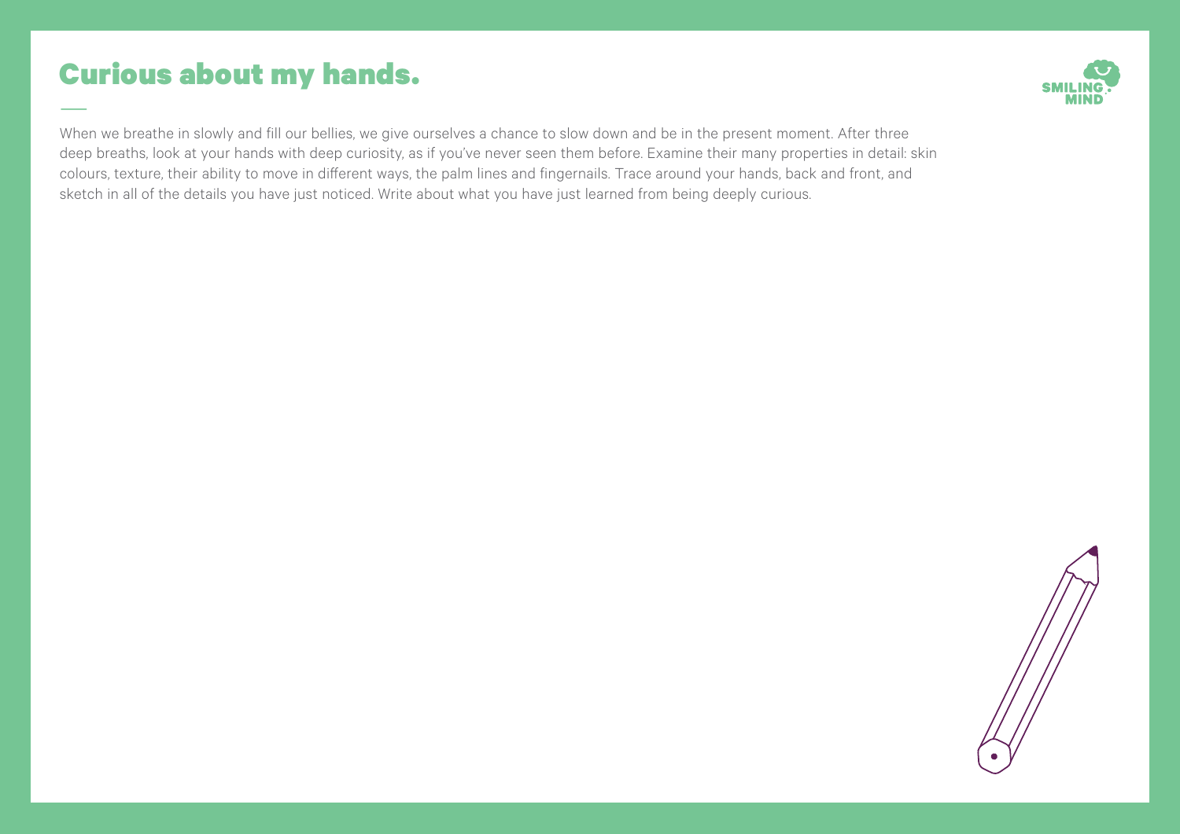# Curious about my hands.

When we breathe in slowly and fill our bellies, we give ourselves a chance to slow down and be in the present moment. After three deep breaths, look at your hands with deep curiosity, as if you've never seen them before. Examine their many properties in detail: skin colours, texture, their ability to move in different ways, the palm lines and fingernails. Trace around your hands, back and front, and sketch in all of the details you have just noticed. Write about what you have just learned from being deeply curious.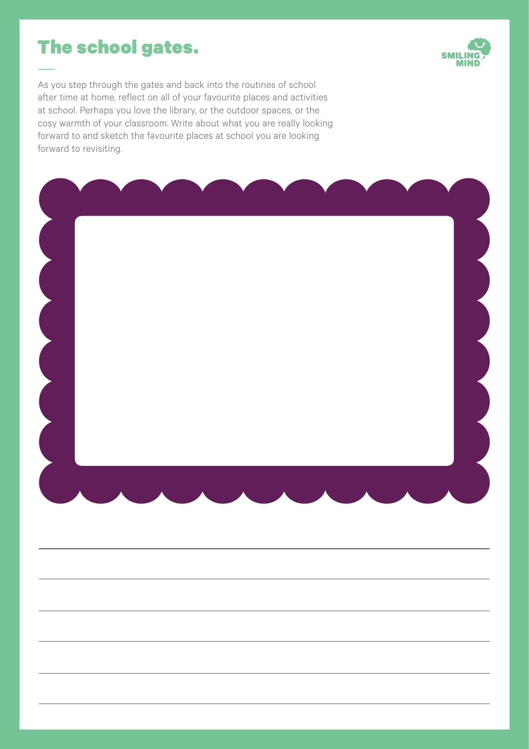# The school gates.

As you step through the gates and back into the routines of school after time at home, reflect on all of your favourite places and activities at school. Perhaps you love the library, or the outdoor spaces, or the cosy warmth of your classroom. Write about what you are really looking forward to and sketch the favourite places at school you are looking forward to revisiting.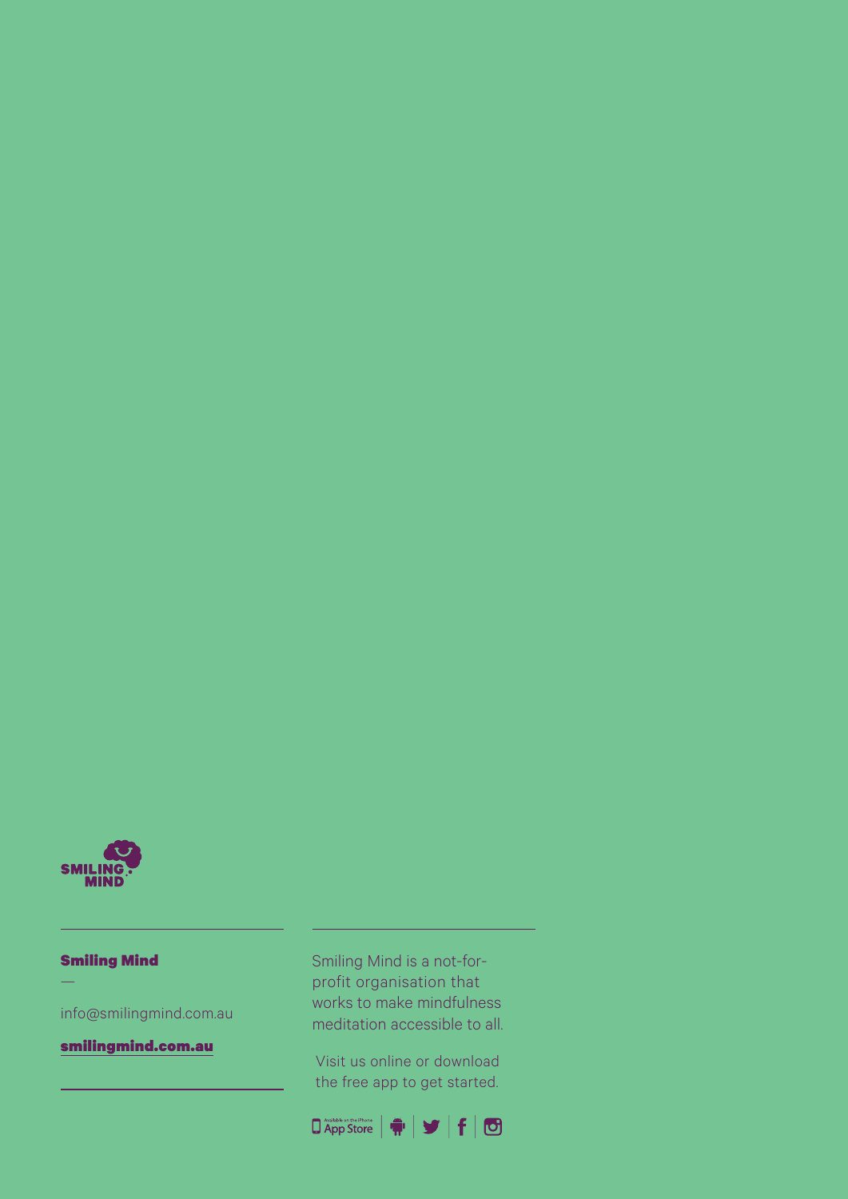**Smiling Mind**

—

info@smilingmind.com.au

**smilingmind.com.au**

Smiling Mind is a not-for-profit organisation that works to make mindfulness meditation accessible to all.

Visit us online or download the free app to get started.